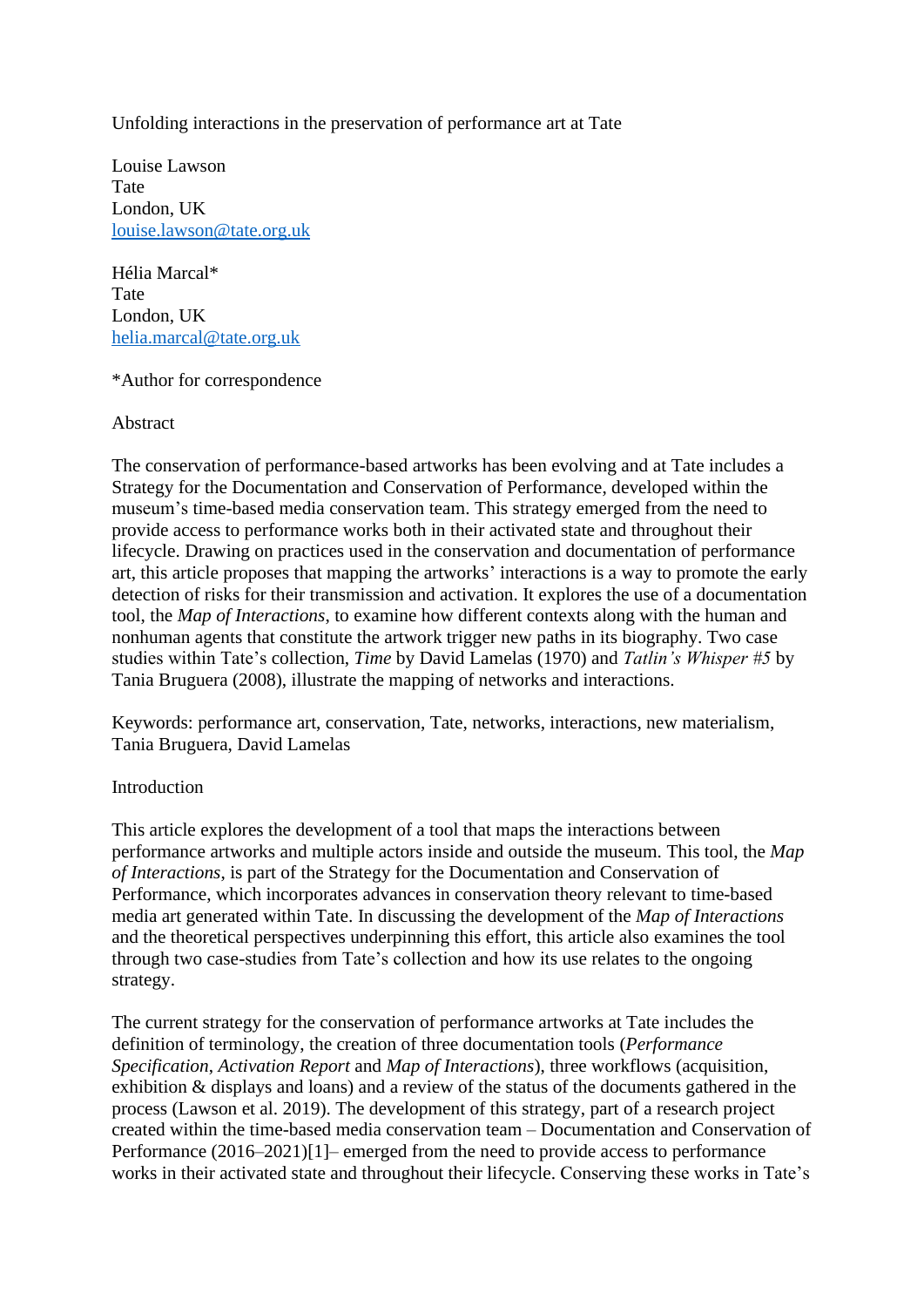# Unfolding interactions in the preservation of performance art at Tate

Louise Lawson
Tate
London, UK
louise.lawson@tate.org.uk

Hélia Marcal*
Tate
London, UK
helia.marcal@tate.org.uk

*Author for correspondence

## Abstract

The conservation of performance-based artworks has been evolving and at Tate includes a Strategy for the Documentation and Conservation of Performance, developed within the museum's time-based media conservation team. This strategy emerged from the need to provide access to performance works both in their activated state and throughout their lifecycle. Drawing on practices used in the conservation and documentation of performance art, this article proposes that mapping the artworks' interactions is a way to promote the early detection of risks for their transmission and activation. It explores the use of a documentation tool, the *Map of Interactions*, to examine how different contexts along with the human and nonhuman agents that constitute the artwork trigger new paths in its biography. Two case studies within Tate's collection, *Time* by David Lamelas (1970) and *Tatlin's Whisper #5* by Tania Bruguera (2008), illustrate the mapping of networks and interactions.

Keywords: performance art, conservation, Tate, networks, interactions, new materialism, Tania Bruguera, David Lamelas

## Introduction

This article explores the development of a tool that maps the interactions between performance artworks and multiple actors inside and outside the museum. This tool, the *Map of Interactions*, is part of the Strategy for the Documentation and Conservation of Performance, which incorporates advances in conservation theory relevant to time-based media art generated within Tate. In discussing the development of the *Map of Interactions* and the theoretical perspectives underpinning this effort, this article also examines the tool through two case-studies from Tate's collection and how its use relates to the ongoing strategy.

The current strategy for the conservation of performance artworks at Tate includes the definition of terminology, the creation of three documentation tools (*Performance Specification*, *Activation Report* and *Map of Interactions*), three workflows (acquisition, exhibition & displays and loans) and a review of the status of the documents gathered in the process (Lawson et al. 2019). The development of this strategy, part of a research project created within the time-based media conservation team – Documentation and Conservation of Performance (2016–2021)[1]– emerged from the need to provide access to performance works in their activated state and throughout their lifecycle. Conserving these works in Tate's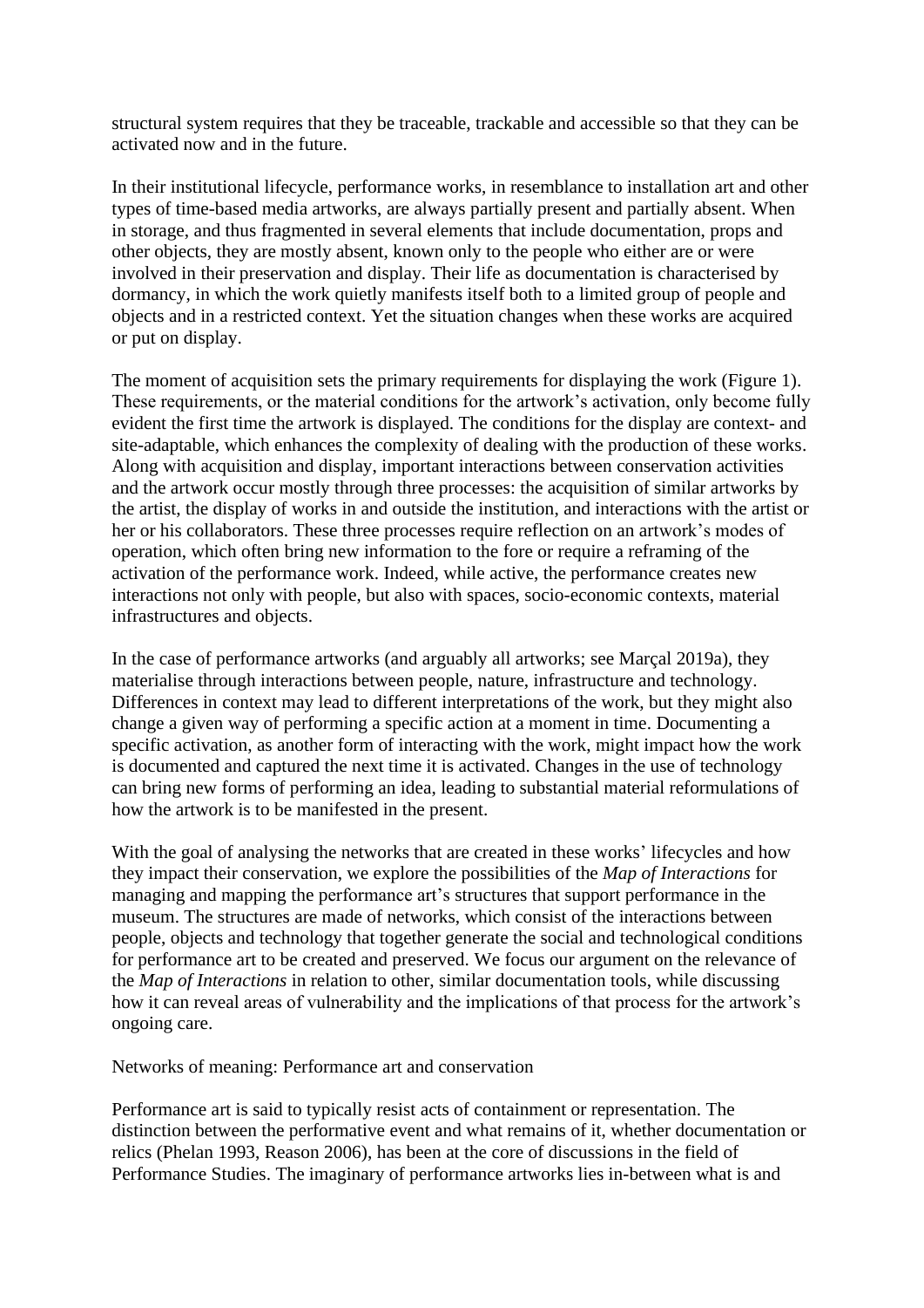structural system requires that they be traceable, trackable and accessible so that they can be activated now and in the future.

In their institutional lifecycle, performance works, in resemblance to installation art and other types of time-based media artworks, are always partially present and partially absent. When in storage, and thus fragmented in several elements that include documentation, props and other objects, they are mostly absent, known only to the people who either are or were involved in their preservation and display. Their life as documentation is characterised by dormancy, in which the work quietly manifests itself both to a limited group of people and objects and in a restricted context. Yet the situation changes when these works are acquired or put on display.

The moment of acquisition sets the primary requirements for displaying the work (Figure 1). These requirements, or the material conditions for the artwork's activation, only become fully evident the first time the artwork is displayed. The conditions for the display are context- and site-adaptable, which enhances the complexity of dealing with the production of these works. Along with acquisition and display, important interactions between conservation activities and the artwork occur mostly through three processes: the acquisition of similar artworks by the artist, the display of works in and outside the institution, and interactions with the artist or her or his collaborators. These three processes require reflection on an artwork's modes of operation, which often bring new information to the fore or require a reframing of the activation of the performance work. Indeed, while active, the performance creates new interactions not only with people, but also with spaces, socio-economic contexts, material infrastructures and objects.

In the case of performance artworks (and arguably all artworks; see Marçal 2019a), they materialise through interactions between people, nature, infrastructure and technology. Differences in context may lead to different interpretations of the work, but they might also change a given way of performing a specific action at a moment in time. Documenting a specific activation, as another form of interacting with the work, might impact how the work is documented and captured the next time it is activated. Changes in the use of technology can bring new forms of performing an idea, leading to substantial material reformulations of how the artwork is to be manifested in the present.

With the goal of analysing the networks that are created in these works' lifecycles and how they impact their conservation, we explore the possibilities of the *Map of Interactions* for managing and mapping the performance art's structures that support performance in the museum. The structures are made of networks, which consist of the interactions between people, objects and technology that together generate the social and technological conditions for performance art to be created and preserved. We focus our argument on the relevance of the *Map of Interactions* in relation to other, similar documentation tools, while discussing how it can reveal areas of vulnerability and the implications of that process for the artwork's ongoing care.

## Networks of meaning: Performance art and conservation

Performance art is said to typically resist acts of containment or representation. The distinction between the performative event and what remains of it, whether documentation or relics (Phelan 1993, Reason 2006), has been at the core of discussions in the field of Performance Studies. The imaginary of performance artworks lies in-between what is and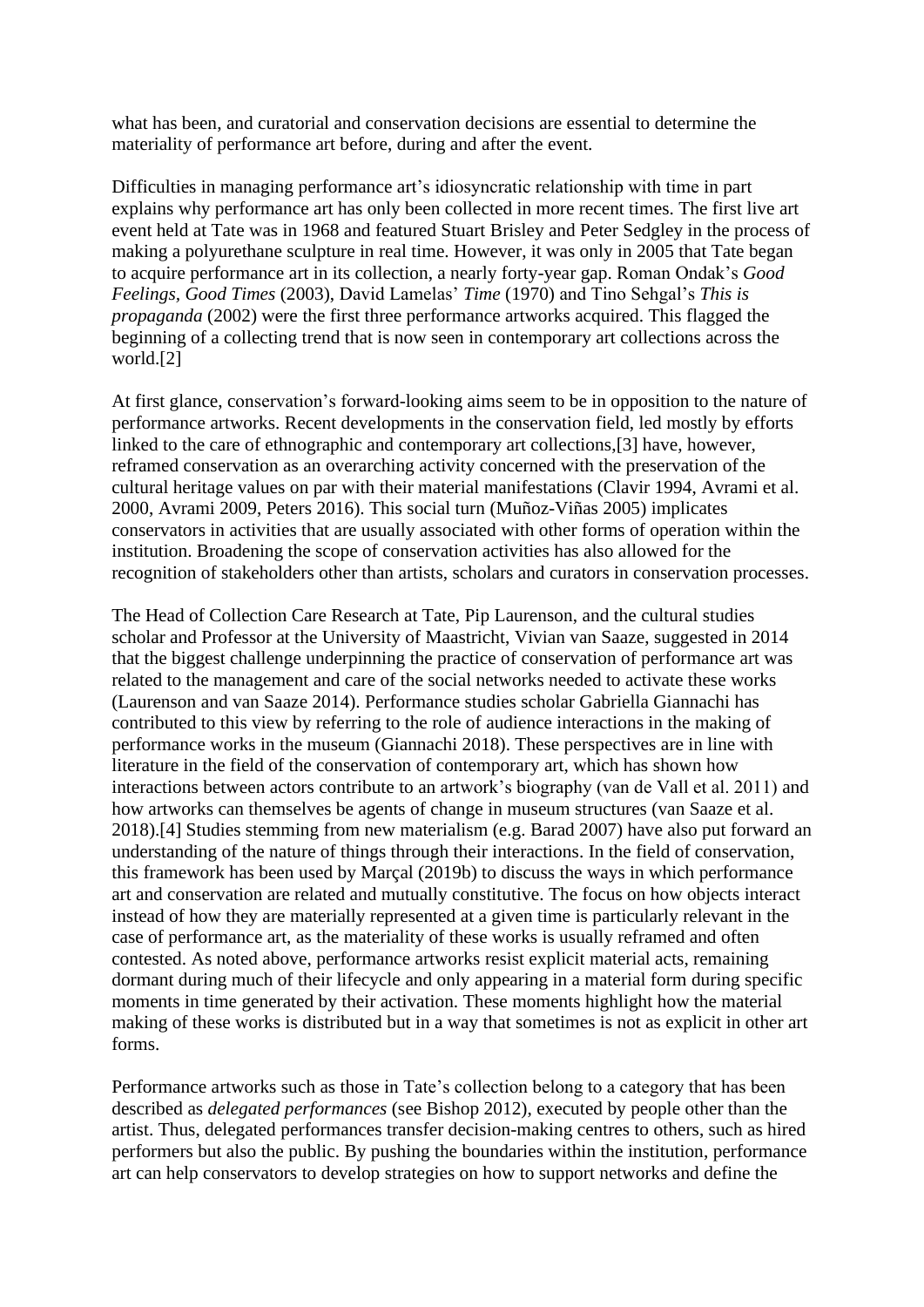what has been, and curatorial and conservation decisions are essential to determine the materiality of performance art before, during and after the event.

Difficulties in managing performance art's idiosyncratic relationship with time in part explains why performance art has only been collected in more recent times. The first live art event held at Tate was in 1968 and featured Stuart Brisley and Peter Sedgley in the process of making a polyurethane sculpture in real time. However, it was only in 2005 that Tate began to acquire performance art in its collection, a nearly forty-year gap. Roman Ondak's *Good Feelings, Good Times* (2003), David Lamelas' *Time* (1970) and Tino Sehgal's *This is propaganda* (2002) were the first three performance artworks acquired. This flagged the beginning of a collecting trend that is now seen in contemporary art collections across the world.[2]

At first glance, conservation's forward-looking aims seem to be in opposition to the nature of performance artworks. Recent developments in the conservation field, led mostly by efforts linked to the care of ethnographic and contemporary art collections,[3] have, however, reframed conservation as an overarching activity concerned with the preservation of the cultural heritage values on par with their material manifestations (Clavir 1994, Avrami et al. 2000, Avrami 2009, Peters 2016). This social turn (Muñoz-Viñas 2005) implicates conservators in activities that are usually associated with other forms of operation within the institution. Broadening the scope of conservation activities has also allowed for the recognition of stakeholders other than artists, scholars and curators in conservation processes.

The Head of Collection Care Research at Tate, Pip Laurenson, and the cultural studies scholar and Professor at the University of Maastricht, Vivian van Saaze, suggested in 2014 that the biggest challenge underpinning the practice of conservation of performance art was related to the management and care of the social networks needed to activate these works (Laurenson and van Saaze 2014). Performance studies scholar Gabriella Giannachi has contributed to this view by referring to the role of audience interactions in the making of performance works in the museum (Giannachi 2018). These perspectives are in line with literature in the field of the conservation of contemporary art, which has shown how interactions between actors contribute to an artwork's biography (van de Vall et al. 2011) and how artworks can themselves be agents of change in museum structures (van Saaze et al. 2018).[4] Studies stemming from new materialism (e.g. Barad 2007) have also put forward an understanding of the nature of things through their interactions. In the field of conservation, this framework has been used by Marçal (2019b) to discuss the ways in which performance art and conservation are related and mutually constitutive. The focus on how objects interact instead of how they are materially represented at a given time is particularly relevant in the case of performance art, as the materiality of these works is usually reframed and often contested. As noted above, performance artworks resist explicit material acts, remaining dormant during much of their lifecycle and only appearing in a material form during specific moments in time generated by their activation. These moments highlight how the material making of these works is distributed but in a way that sometimes is not as explicit in other art forms.

Performance artworks such as those in Tate's collection belong to a category that has been described as *delegated performances* (see Bishop 2012), executed by people other than the artist. Thus, delegated performances transfer decision-making centres to others, such as hired performers but also the public. By pushing the boundaries within the institution, performance art can help conservators to develop strategies on how to support networks and define the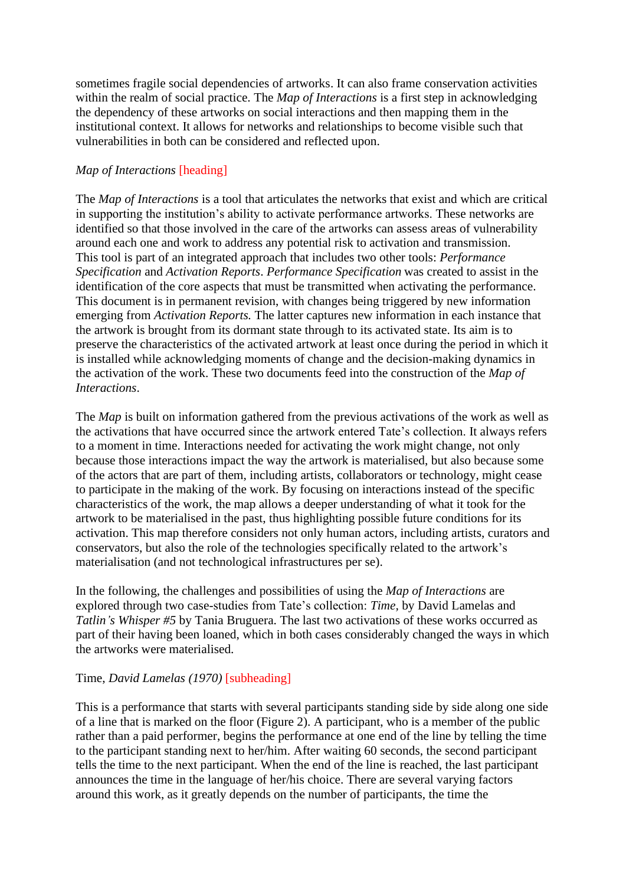sometimes fragile social dependencies of artworks. It can also frame conservation activities within the realm of social practice. The *Map of Interactions* is a first step in acknowledging the dependency of these artworks on social interactions and then mapping them in the institutional context. It allows for networks and relationships to become visible such that vulnerabilities in both can be considered and reflected upon.

## *Map of Interactions* [heading]

The *Map of Interactions* is a tool that articulates the networks that exist and which are critical in supporting the institution's ability to activate performance artworks. These networks are identified so that those involved in the care of the artworks can assess areas of vulnerability around each one and work to address any potential risk to activation and transmission. This tool is part of an integrated approach that includes two other tools: *Performance Specification* and *Activation Reports*. *Performance Specification* was created to assist in the identification of the core aspects that must be transmitted when activating the performance. This document is in permanent revision, with changes being triggered by new information emerging from *Activation Reports.* The latter captures new information in each instance that the artwork is brought from its dormant state through to its activated state. Its aim is to preserve the characteristics of the activated artwork at least once during the period in which it is installed while acknowledging moments of change and the decision-making dynamics in the activation of the work. These two documents feed into the construction of the *Map of Interactions*.

The *Map* is built on information gathered from the previous activations of the work as well as the activations that have occurred since the artwork entered Tate's collection. It always refers to a moment in time. Interactions needed for activating the work might change, not only because those interactions impact the way the artwork is materialised, but also because some of the actors that are part of them, including artists, collaborators or technology, might cease to participate in the making of the work. By focusing on interactions instead of the specific characteristics of the work, the map allows a deeper understanding of what it took for the artwork to be materialised in the past, thus highlighting possible future conditions for its activation. This map therefore considers not only human actors, including artists, curators and conservators, but also the role of the technologies specifically related to the artwork's materialisation (and not technological infrastructures per se).

In the following, the challenges and possibilities of using the *Map of Interactions* are explored through two case-studies from Tate's collection: *Time*, by David Lamelas and *Tatlin's Whisper #5* by Tania Bruguera. The last two activations of these works occurred as part of their having been loaned, which in both cases considerably changed the ways in which the artworks were materialised.

### Time, *David Lamelas (1970)* [subheading]

This is a performance that starts with several participants standing side by side along one side of a line that is marked on the floor (Figure 2). A participant, who is a member of the public rather than a paid performer, begins the performance at one end of the line by telling the time to the participant standing next to her/him. After waiting 60 seconds, the second participant tells the time to the next participant. When the end of the line is reached, the last participant announces the time in the language of her/his choice. There are several varying factors around this work, as it greatly depends on the number of participants, the time the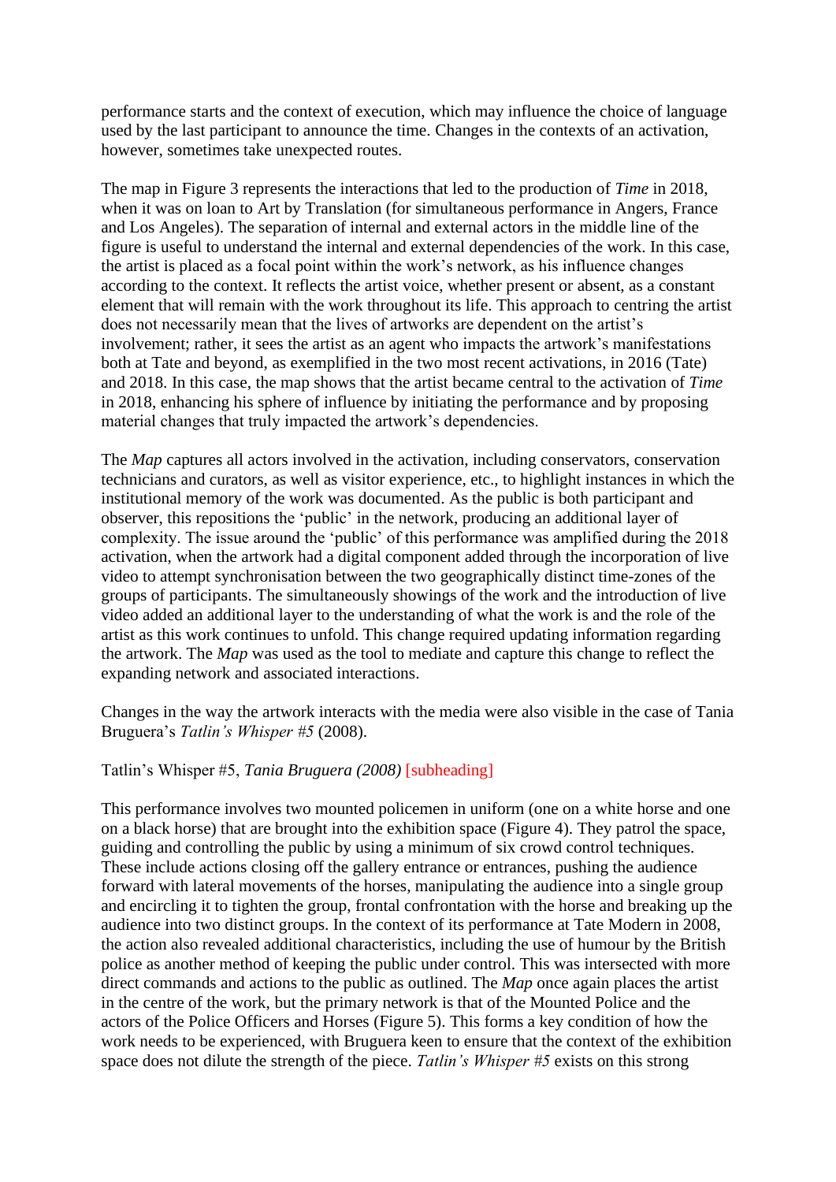performance starts and the context of execution, which may influence the choice of language used by the last participant to announce the time. Changes in the contexts of an activation, however, sometimes take unexpected routes.

The map in Figure 3 represents the interactions that led to the production of *Time* in 2018, when it was on loan to Art by Translation (for simultaneous performance in Angers, France and Los Angeles). The separation of internal and external actors in the middle line of the figure is useful to understand the internal and external dependencies of the work. In this case, the artist is placed as a focal point within the work's network, as his influence changes according to the context. It reflects the artist voice, whether present or absent, as a constant element that will remain with the work throughout its life. This approach to centring the artist does not necessarily mean that the lives of artworks are dependent on the artist's involvement; rather, it sees the artist as an agent who impacts the artwork's manifestations both at Tate and beyond, as exemplified in the two most recent activations, in 2016 (Tate) and 2018. In this case, the map shows that the artist became central to the activation of *Time* in 2018, enhancing his sphere of influence by initiating the performance and by proposing material changes that truly impacted the artwork's dependencies.

The *Map* captures all actors involved in the activation, including conservators, conservation technicians and curators, as well as visitor experience, etc., to highlight instances in which the institutional memory of the work was documented. As the public is both participant and observer, this repositions the 'public' in the network, producing an additional layer of complexity. The issue around the 'public' of this performance was amplified during the 2018 activation, when the artwork had a digital component added through the incorporation of live video to attempt synchronisation between the two geographically distinct time-zones of the groups of participants. The simultaneously showings of the work and the introduction of live video added an additional layer to the understanding of what the work is and the role of the artist as this work continues to unfold. This change required updating information regarding the artwork. The *Map* was used as the tool to mediate and capture this change to reflect the expanding network and associated interactions.

Changes in the way the artwork interacts with the media were also visible in the case of Tania Bruguera's *Tatlin's Whisper #5* (2008).

### Tatlin's Whisper #5, *Tania Bruguera (2008)* [subheading]

This performance involves two mounted policemen in uniform (one on a white horse and one on a black horse) that are brought into the exhibition space (Figure 4). They patrol the space, guiding and controlling the public by using a minimum of six crowd control techniques. These include actions closing off the gallery entrance or entrances, pushing the audience forward with lateral movements of the horses, manipulating the audience into a single group and encircling it to tighten the group, frontal confrontation with the horse and breaking up the audience into two distinct groups. In the context of its performance at Tate Modern in 2008, the action also revealed additional characteristics, including the use of humour by the British police as another method of keeping the public under control. This was intersected with more direct commands and actions to the public as outlined. The *Map* once again places the artist in the centre of the work, but the primary network is that of the Mounted Police and the actors of the Police Officers and Horses (Figure 5). This forms a key condition of how the work needs to be experienced, with Bruguera keen to ensure that the context of the exhibition space does not dilute the strength of the piece. *Tatlin's Whisper #5* exists on this strong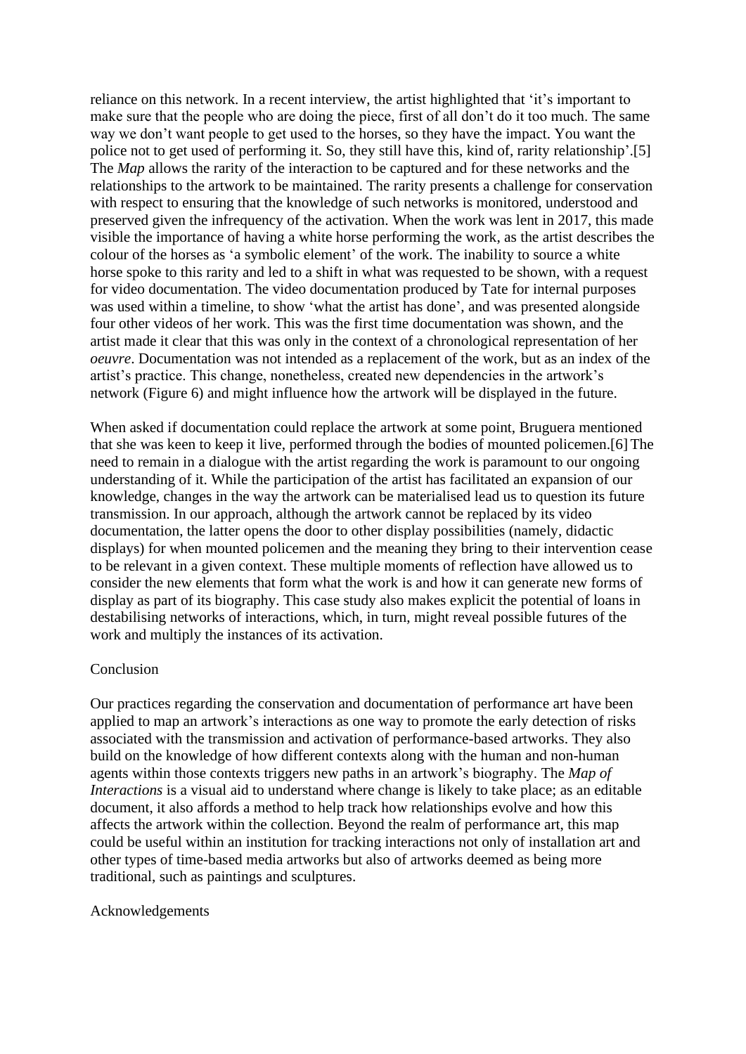reliance on this network. In a recent interview, the artist highlighted that 'it's important to make sure that the people who are doing the piece, first of all don't do it too much. The same way we don't want people to get used to the horses, so they have the impact. You want the police not to get used of performing it. So, they still have this, kind of, rarity relationship'.[5] The *Map* allows the rarity of the interaction to be captured and for these networks and the relationships to the artwork to be maintained. The rarity presents a challenge for conservation with respect to ensuring that the knowledge of such networks is monitored, understood and preserved given the infrequency of the activation. When the work was lent in 2017, this made visible the importance of having a white horse performing the work, as the artist describes the colour of the horses as 'a symbolic element' of the work. The inability to source a white horse spoke to this rarity and led to a shift in what was requested to be shown, with a request for video documentation. The video documentation produced by Tate for internal purposes was used within a timeline, to show 'what the artist has done', and was presented alongside four other videos of her work. This was the first time documentation was shown, and the artist made it clear that this was only in the context of a chronological representation of her *oeuvre*. Documentation was not intended as a replacement of the work, but as an index of the artist's practice. This change, nonetheless, created new dependencies in the artwork's network (Figure 6) and might influence how the artwork will be displayed in the future.

When asked if documentation could replace the artwork at some point, Bruguera mentioned that she was keen to keep it live, performed through the bodies of mounted policemen.[6] The need to remain in a dialogue with the artist regarding the work is paramount to our ongoing understanding of it. While the participation of the artist has facilitated an expansion of our knowledge, changes in the way the artwork can be materialised lead us to question its future transmission. In our approach, although the artwork cannot be replaced by its video documentation, the latter opens the door to other display possibilities (namely, didactic displays) for when mounted policemen and the meaning they bring to their intervention cease to be relevant in a given context. These multiple moments of reflection have allowed us to consider the new elements that form what the work is and how it can generate new forms of display as part of its biography. This case study also makes explicit the potential of loans in destabilising networks of interactions, which, in turn, might reveal possible futures of the work and multiply the instances of its activation.

## Conclusion

Our practices regarding the conservation and documentation of performance art have been applied to map an artwork's interactions as one way to promote the early detection of risks associated with the transmission and activation of performance-based artworks. They also build on the knowledge of how different contexts along with the human and non-human agents within those contexts triggers new paths in an artwork's biography. The *Map of Interactions* is a visual aid to understand where change is likely to take place; as an editable document, it also affords a method to help track how relationships evolve and how this affects the artwork within the collection. Beyond the realm of performance art, this map could be useful within an institution for tracking interactions not only of installation art and other types of time-based media artworks but also of artworks deemed as being more traditional, such as paintings and sculptures.

## Acknowledgements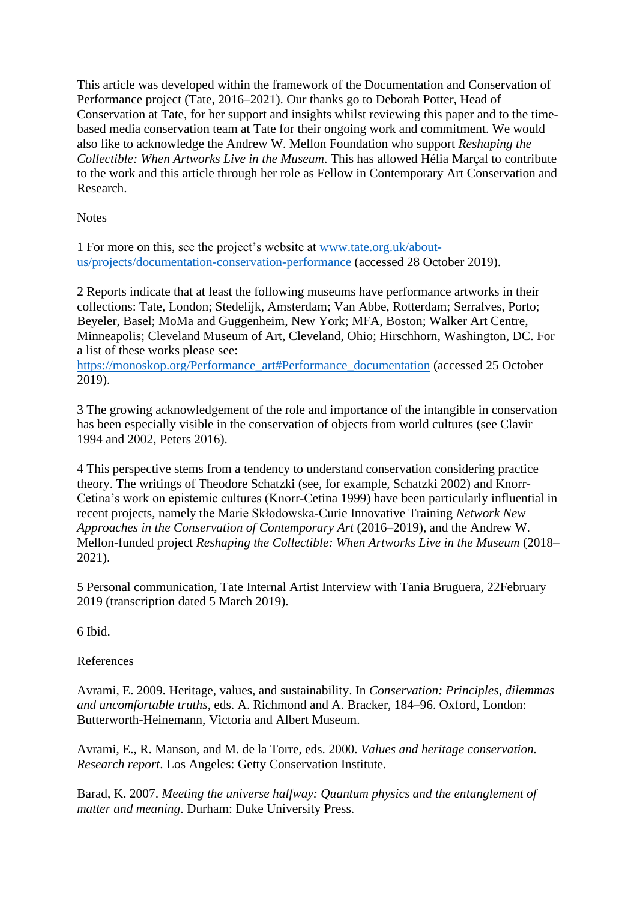This article was developed within the framework of the Documentation and Conservation of Performance project (Tate, 2016–2021). Our thanks go to Deborah Potter, Head of Conservation at Tate, for her support and insights whilst reviewing this paper and to the time-based media conservation team at Tate for their ongoing work and commitment. We would also like to acknowledge the Andrew W. Mellon Foundation who support *Reshaping the Collectible: When Artworks Live in the Museum*. This has allowed Hélia Marçal to contribute to the work and this article through her role as Fellow in Contemporary Art Conservation and Research.

Notes

1 For more on this, see the project's website at www.tate.org.uk/about-us/projects/documentation-conservation-performance (accessed 28 October 2019).

2 Reports indicate that at least the following museums have performance artworks in their collections: Tate, London; Stedelijk, Amsterdam; Van Abbe, Rotterdam; Serralves, Porto; Beyeler, Basel; MoMa and Guggenheim, New York; MFA, Boston; Walker Art Centre, Minneapolis; Cleveland Museum of Art, Cleveland, Ohio; Hirschhorn, Washington, DC. For a list of these works please see: https://monoskop.org/Performance_art#Performance_documentation (accessed 25 October 2019).

3 The growing acknowledgement of the role and importance of the intangible in conservation has been especially visible in the conservation of objects from world cultures (see Clavir 1994 and 2002, Peters 2016).

4 This perspective stems from a tendency to understand conservation considering practice theory. The writings of Theodore Schatzki (see, for example, Schatzki 2002) and Knorr-Cetina's work on epistemic cultures (Knorr-Cetina 1999) have been particularly influential in recent projects, namely the Marie Skłodowska-Curie Innovative Training *Network New Approaches in the Conservation of Contemporary Art* (2016–2019), and the Andrew W. Mellon-funded project *Reshaping the Collectible: When Artworks Live in the Museum* (2018–2021).

5 Personal communication, Tate Internal Artist Interview with Tania Bruguera, 22February 2019 (transcription dated 5 March 2019).

6 Ibid.

References

Avrami, E. 2009. Heritage, values, and sustainability. In *Conservation: Principles, dilemmas and uncomfortable truths*, eds. A. Richmond and A. Bracker, 184–96. Oxford, London: Butterworth-Heinemann, Victoria and Albert Museum.

Avrami, E., R. Manson, and M. de la Torre, eds. 2000. *Values and heritage conservation. Research report*. Los Angeles: Getty Conservation Institute.

Barad, K. 2007. *Meeting the universe halfway: Quantum physics and the entanglement of matter and meaning*. Durham: Duke University Press.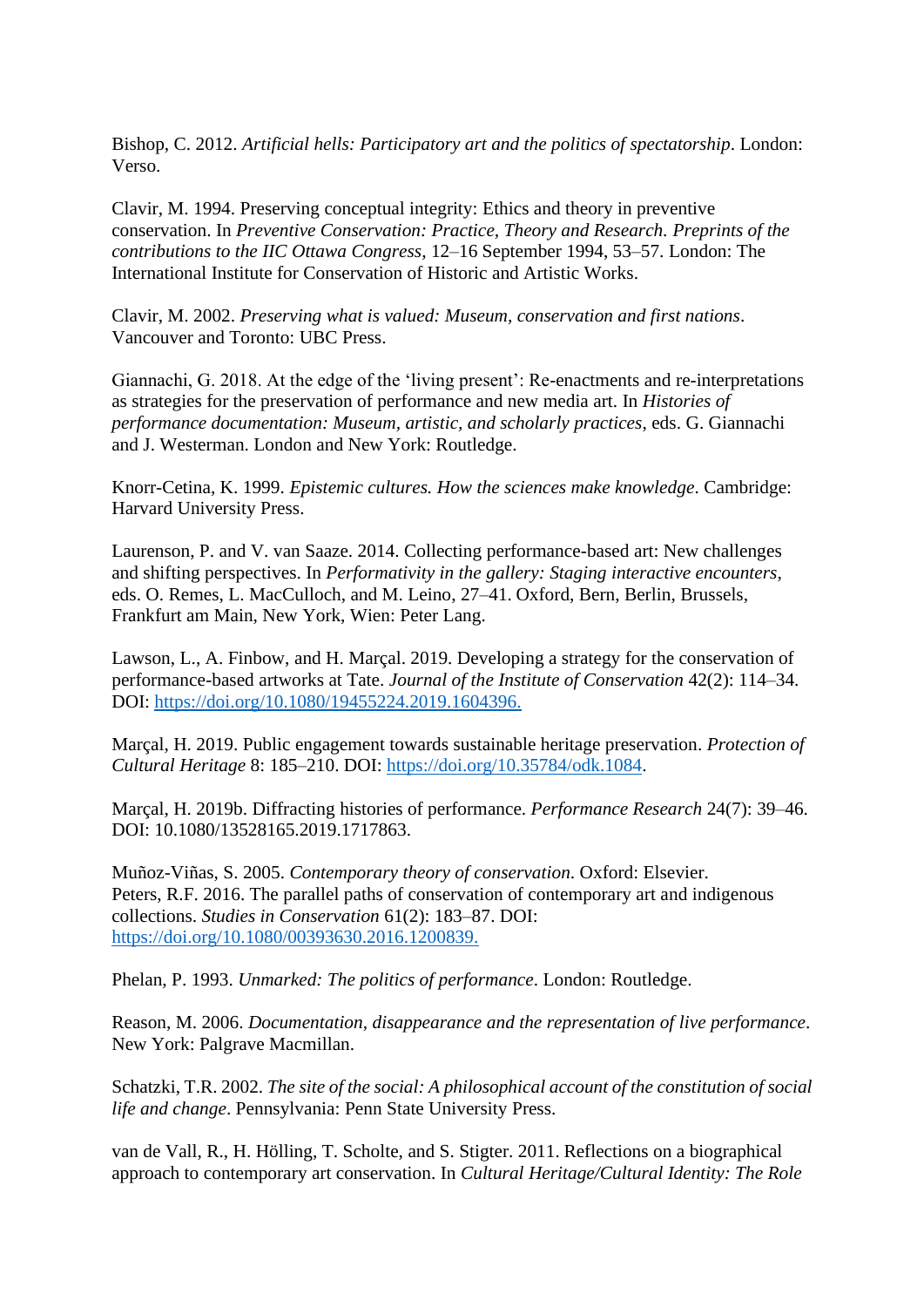Bishop, C. 2012. *Artificial hells: Participatory art and the politics of spectatorship*. London: Verso.

Clavir, M. 1994. Preserving conceptual integrity: Ethics and theory in preventive conservation. In *Preventive Conservation: Practice, Theory and Research. Preprints of the contributions to the IIC Ottawa Congress*, 12–16 September 1994, 53–57. London: The International Institute for Conservation of Historic and Artistic Works.

Clavir, M. 2002. *Preserving what is valued: Museum, conservation and first nations*. Vancouver and Toronto: UBC Press.

Giannachi, G. 2018. At the edge of the 'living present': Re-enactments and re-interpretations as strategies for the preservation of performance and new media art. In *Histories of performance documentation: Museum, artistic, and scholarly practices*, eds. G. Giannachi and J. Westerman. London and New York: Routledge.

Knorr-Cetina, K. 1999. *Epistemic cultures. How the sciences make knowledge*. Cambridge: Harvard University Press.

Laurenson, P. and V. van Saaze. 2014. Collecting performance-based art: New challenges and shifting perspectives. In *Performativity in the gallery: Staging interactive encounters*, eds. O. Remes, L. MacCulloch, and M. Leino, 27–41. Oxford, Bern, Berlin, Brussels, Frankfurt am Main, New York, Wien: Peter Lang.

Lawson, L., A. Finbow, and H. Marçal. 2019. Developing a strategy for the conservation of performance-based artworks at Tate. *Journal of the Institute of Conservation* 42(2): 114–34. DOI: https://doi.org/10.1080/19455224.2019.1604396.

Marçal, H. 2019. Public engagement towards sustainable heritage preservation. *Protection of Cultural Heritage* 8: 185–210. DOI: https://doi.org/10.35784/odk.1084.

Marçal, H. 2019b. Diffracting histories of performance. *Performance Research* 24(7): 39–46. DOI: 10.1080/13528165.2019.1717863.

Muñoz-Viñas, S. 2005. *Contemporary theory of conservation*. Oxford: Elsevier.

Peters, R.F. 2016. The parallel paths of conservation of contemporary art and indigenous collections. *Studies in Conservation* 61(2): 183–87. DOI: https://doi.org/10.1080/00393630.2016.1200839.

Phelan, P. 1993. *Unmarked: The politics of performance*. London: Routledge.

Reason, M. 2006. *Documentation, disappearance and the representation of live performance*. New York: Palgrave Macmillan.

Schatzki, T.R. 2002. *The site of the social: A philosophical account of the constitution of social life and change*. Pennsylvania: Penn State University Press.

van de Vall, R., H. Hölling, T. Scholte, and S. Stigter. 2011. Reflections on a biographical approach to contemporary art conservation. In *Cultural Heritage/Cultural Identity: The Role*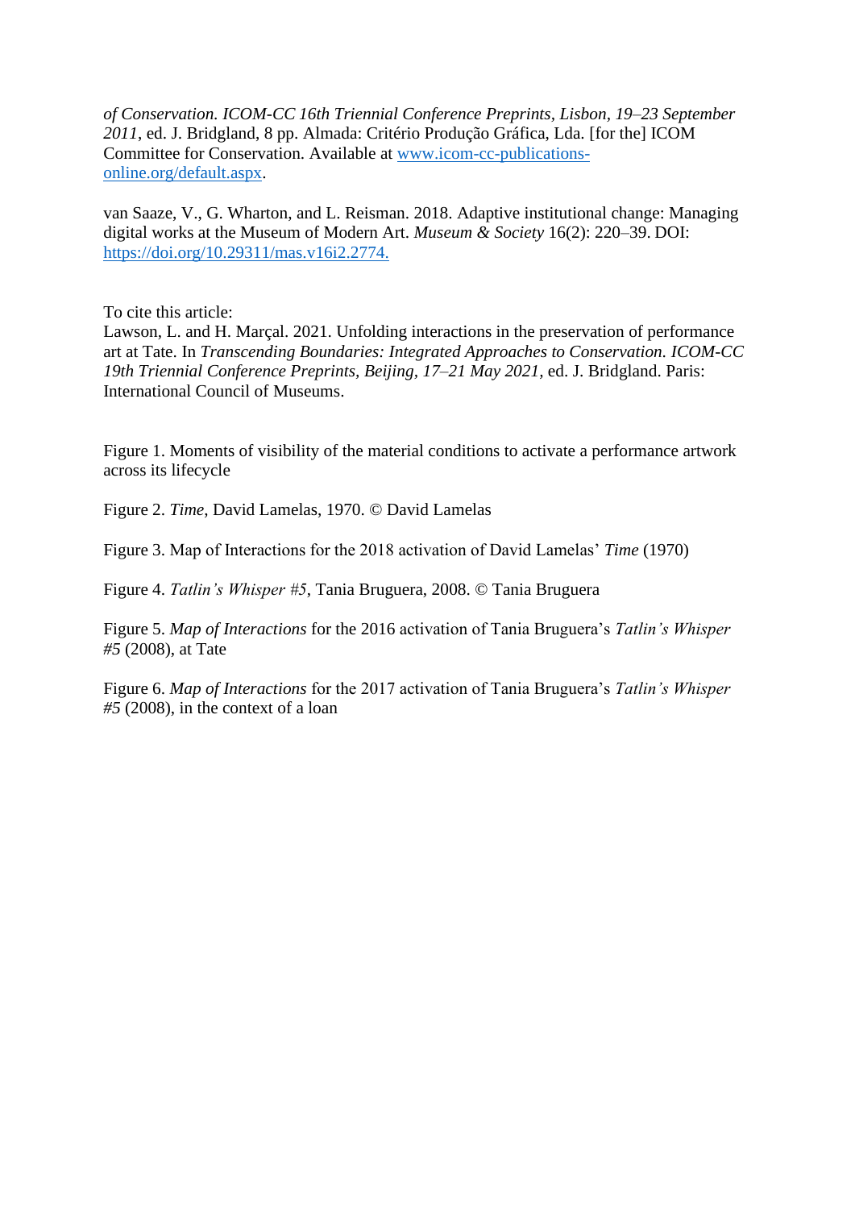*of Conservation. ICOM-CC 16th Triennial Conference Preprints, Lisbon, 19–23 September 2011*, ed. J. Bridgland, 8 pp. Almada: Critério Produção Gráfica, Lda. [for the] ICOM Committee for Conservation. Available at www.icom-cc-publications-online.org/default.aspx.

van Saaze, V., G. Wharton, and L. Reisman. 2018. Adaptive institutional change: Managing digital works at the Museum of Modern Art. *Museum & Society* 16(2): 220–39. DOI: https://doi.org/10.29311/mas.v16i2.2774.

To cite this article:
Lawson, L. and H. Marçal. 2021. Unfolding interactions in the preservation of performance art at Tate. In *Transcending Boundaries: Integrated Approaches to Conservation. ICOM-CC 19th Triennial Conference Preprints, Beijing, 17–21 May 2021*, ed. J. Bridgland. Paris: International Council of Museums.

Figure 1. Moments of visibility of the material conditions to activate a performance artwork across its lifecycle

Figure 2. *Time*, David Lamelas, 1970. © David Lamelas

Figure 3. Map of Interactions for the 2018 activation of David Lamelas' *Time* (1970)

Figure 4. *Tatlin's Whisper #5*, Tania Bruguera, 2008. © Tania Bruguera

Figure 5. *Map of Interactions* for the 2016 activation of Tania Bruguera's *Tatlin's Whisper #5* (2008), at Tate

Figure 6. *Map of Interactions* for the 2017 activation of Tania Bruguera's *Tatlin's Whisper #5* (2008), in the context of a loan